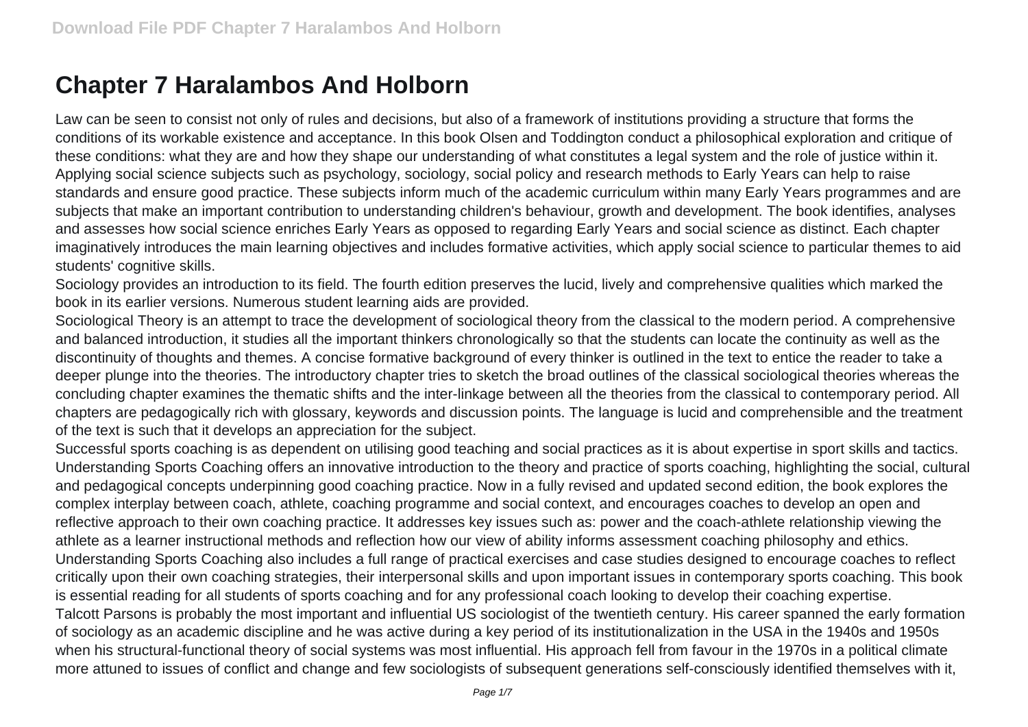# Chapter 7 Haralambos And Holborn

Law can be seen to consist not only of rules and decisions, but also of a framework of institutions providing a structure that forms the conditions of its workable existence and acceptance. In this book Olsen and Toddington conduct a philosophical exploration and critique of these conditions: what they are and how they shape our understanding of what constitutes a legal system and the role of justice within it.

Applying social science subjects such as psychology, sociology, social policy and research methods to Early Years can help to raise standards and ensure good practice. These subjects inform much of the academic curriculum within many Early Years programmes and are subjects that make an important contribution to understanding children's behaviour, growth and development. The book identifies, analyses and assesses how social science enriches Early Years as opposed to regarding Early Years and social science as distinct. Each chapter imaginatively introduces the main learning objectives and includes formative activities, which apply social science to particular themes to aid students' cognitive skills.

Sociology provides an introduction to its field. The fourth edition preserves the lucid, lively and comprehensive qualities which marked the book in its earlier versions. Numerous student learning aids are provided.

Sociological Theory is an attempt to trace the development of sociological theory from the classical to the modern period. A comprehensive and balanced introduction, it studies all the important thinkers chronologically so that the students can locate the continuity as well as the discontinuity of thoughts and themes. A concise formative background of every thinker is outlined in the text to entice the reader to take a deeper plunge into the theories. The introductory chapter tries to sketch the broad outlines of the classical sociological theories whereas the concluding chapter examines the thematic shifts and the inter-linkage between all the theories from the classical to contemporary period. All chapters are pedagogically rich with glossary, keywords and discussion points. The language is lucid and comprehensible and the treatment of the text is such that it develops an appreciation for the subject.

Successful sports coaching is as dependent on utilising good teaching and social practices as it is about expertise in sport skills and tactics. Understanding Sports Coaching offers an innovative introduction to the theory and practice of sports coaching, highlighting the social, cultural and pedagogical concepts underpinning good coaching practice. Now in a fully revised and updated second edition, the book explores the complex interplay between coach, athlete, coaching programme and social context, and encourages coaches to develop an open and reflective approach to their own coaching practice. It addresses key issues such as: power and the coach-athlete relationship viewing the athlete as a learner instructional methods and reflection how our view of ability informs assessment coaching philosophy and ethics. Understanding Sports Coaching also includes a full range of practical exercises and case studies designed to encourage coaches to reflect critically upon their own coaching strategies, their interpersonal skills and upon important issues in contemporary sports coaching. This book is essential reading for all students of sports coaching and for any professional coach looking to develop their coaching expertise.

Talcott Parsons is probably the most important and influential US sociologist of the twentieth century. His career spanned the early formation of sociology as an academic discipline and he was active during a key period of its institutionalization in the USA in the 1940s and 1950s when his structural-functional theory of social systems was most influential. His approach fell from favour in the 1970s in a political climate more attuned to issues of conflict and change and few sociologists of subsequent generations self-consciously identified themselves with it,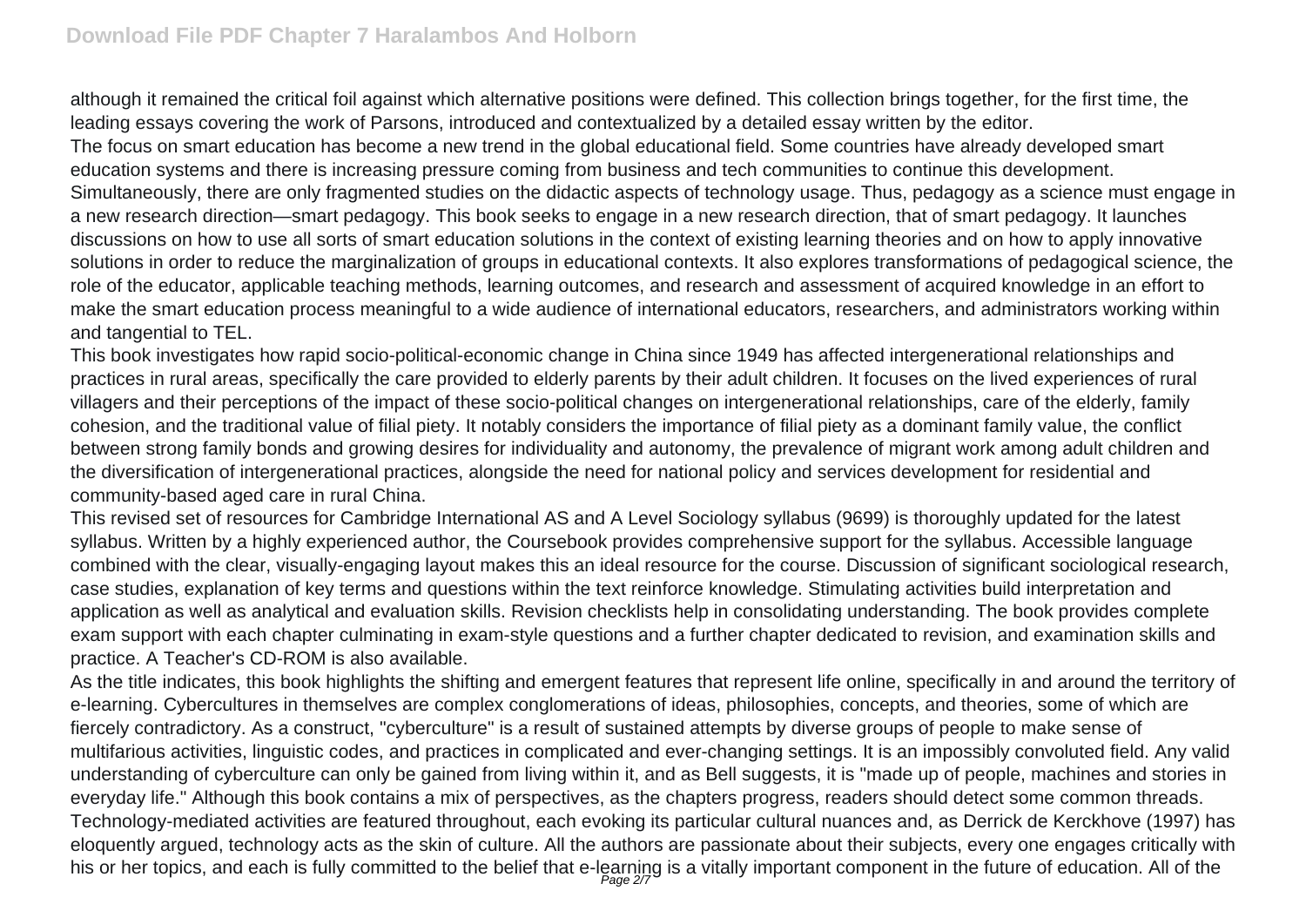although it remained the critical foil against which alternative positions were defined. This collection brings together, for the first time, the leading essays covering the work of Parsons, introduced and contextualized by a detailed essay written by the editor.

The focus on smart education has become a new trend in the global educational field. Some countries have already developed smart education systems and there is increasing pressure coming from business and tech communities to continue this development. Simultaneously, there are only fragmented studies on the didactic aspects of technology usage. Thus, pedagogy as a science must engage in a new research direction—smart pedagogy. This book seeks to engage in a new research direction, that of smart pedagogy. It launches discussions on how to use all sorts of smart education solutions in the context of existing learning theories and on how to apply innovative solutions in order to reduce the marginalization of groups in educational contexts. It also explores transformations of pedagogical science, the role of the educator, applicable teaching methods, learning outcomes, and research and assessment of acquired knowledge in an effort to make the smart education process meaningful to a wide audience of international educators, researchers, and administrators working within and tangential to TEL.

This book investigates how rapid socio-political-economic change in China since 1949 has affected intergenerational relationships and practices in rural areas, specifically the care provided to elderly parents by their adult children. It focuses on the lived experiences of rural villagers and their perceptions of the impact of these socio-political changes on intergenerational relationships, care of the elderly, family cohesion, and the traditional value of filial piety. It notably considers the importance of filial piety as a dominant family value, the conflict between strong family bonds and growing desires for individuality and autonomy, the prevalence of migrant work among adult children and the diversification of intergenerational practices, alongside the need for national policy and services development for residential and community-based aged care in rural China.

This revised set of resources for Cambridge International AS and A Level Sociology syllabus (9699) is thoroughly updated for the latest syllabus. Written by a highly experienced author, the Coursebook provides comprehensive support for the syllabus. Accessible language combined with the clear, visually-engaging layout makes this an ideal resource for the course. Discussion of significant sociological research, case studies, explanation of key terms and questions within the text reinforce knowledge. Stimulating activities build interpretation and application as well as analytical and evaluation skills. Revision checklists help in consolidating understanding. The book provides complete exam support with each chapter culminating in exam-style questions and a further chapter dedicated to revision, and examination skills and practice. A Teacher's CD-ROM is also available.

As the title indicates, this book highlights the shifting and emergent features that represent life online, specifically in and around the territory of e-learning. Cybercultures in themselves are complex conglomerations of ideas, philosophies, concepts, and theories, some of which are fiercely contradictory. As a construct, "cyberculture" is a result of sustained attempts by diverse groups of people to make sense of multifarious activities, linguistic codes, and practices in complicated and ever-changing settings. It is an impossibly convoluted field. Any valid understanding of cyberculture can only be gained from living within it, and as Bell suggests, it is "made up of people, machines and stories in everyday life." Although this book contains a mix of perspectives, as the chapters progress, readers should detect some common threads. Technology-mediated activities are featured throughout, each evoking its particular cultural nuances and, as Derrick de Kerckhove (1997) has eloquently argued, technology acts as the skin of culture. All the authors are passionate about their subjects, every one engages critically with his or her topics, and each is fully committed to the belief that e-learning is a vitally important component in the future of education. All of the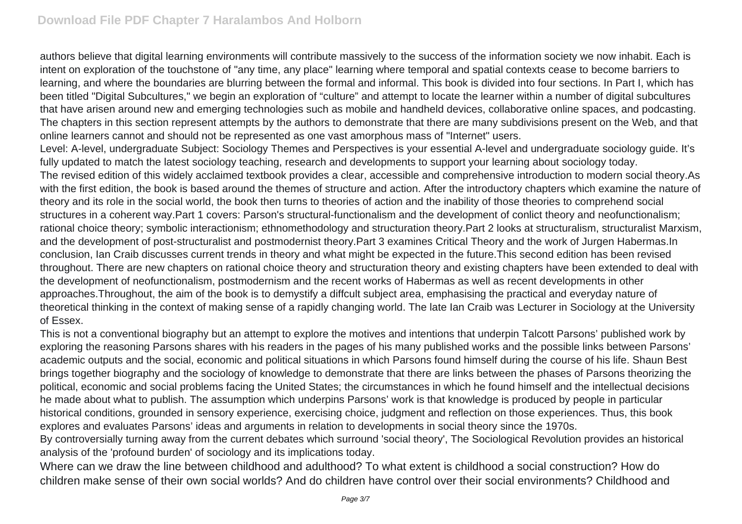authors believe that digital learning environments will contribute massively to the success of the information society we now inhabit. Each is intent on exploration of the touchstone of "any time, any place" learning where temporal and spatial contexts cease to become barriers to learning, and where the boundaries are blurring between the formal and informal. This book is divided into four sections. In Part I, which has been titled "Digital Subcultures," we begin an exploration of "culture" and attempt to locate the learner within a number of digital subcultures that have arisen around new and emerging technologies such as mobile and handheld devices, collaborative online spaces, and podcasting. The chapters in this section represent attempts by the authors to demonstrate that there are many subdivisions present on the Web, and that online learners cannot and should not be represented as one vast amorphous mass of "Internet" users.

Level: A-level, undergraduate Subject: Sociology Themes and Perspectives is your essential A-level and undergraduate sociology guide. It's fully updated to match the latest sociology teaching, research and developments to support your learning about sociology today.

The revised edition of this widely acclaimed textbook provides a clear, accessible and comprehensive introduction to modern social theory.As with the first edition, the book is based around the themes of structure and action. After the introductory chapters which examine the nature of theory and its role in the social world, the book then turns to theories of action and the inability of those theories to comprehend social structures in a coherent way.Part 1 covers: Parson's structural-functionalism and the development of conlict theory and neofunctionalism; rational choice theory; symbolic interactionism; ethnomethodology and structuration theory.Part 2 looks at structuralism, structuralist Marxism, and the development of post-structuralist and postmodernist theory.Part 3 examines Critical Theory and the work of Jurgen Habermas.In conclusion, Ian Craib discusses current trends in theory and what might be expected in the future.This second edition has been revised throughout. There are new chapters on rational choice theory and structuration theory and existing chapters have been extended to deal with the development of neofunctionalism, postmodernism and the recent works of Habermas as well as recent developments in other approaches.Throughout, the aim of the book is to demystify a diffcult subject area, emphasising the practical and everyday nature of theoretical thinking in the context of making sense of a rapidly changing world. The late Ian Craib was Lecturer in Sociology at the University of Essex.

This is not a conventional biography but an attempt to explore the motives and intentions that underpin Talcott Parsons' published work by exploring the reasoning Parsons shares with his readers in the pages of his many published works and the possible links between Parsons' academic outputs and the social, economic and political situations in which Parsons found himself during the course of his life. Shaun Best brings together biography and the sociology of knowledge to demonstrate that there are links between the phases of Parsons theorizing the political, economic and social problems facing the United States; the circumstances in which he found himself and the intellectual decisions he made about what to publish. The assumption which underpins Parsons' work is that knowledge is produced by people in particular historical conditions, grounded in sensory experience, exercising choice, judgment and reflection on those experiences. Thus, this book explores and evaluates Parsons' ideas and arguments in relation to developments in social theory since the 1970s.

By controversially turning away from the current debates which surround 'social theory', The Sociological Revolution provides an historical analysis of the 'profound burden' of sociology and its implications today.

Where can we draw the line between childhood and adulthood? To what extent is childhood a social construction? How do children make sense of their own social worlds? And do children have control over their social environments? Childhood and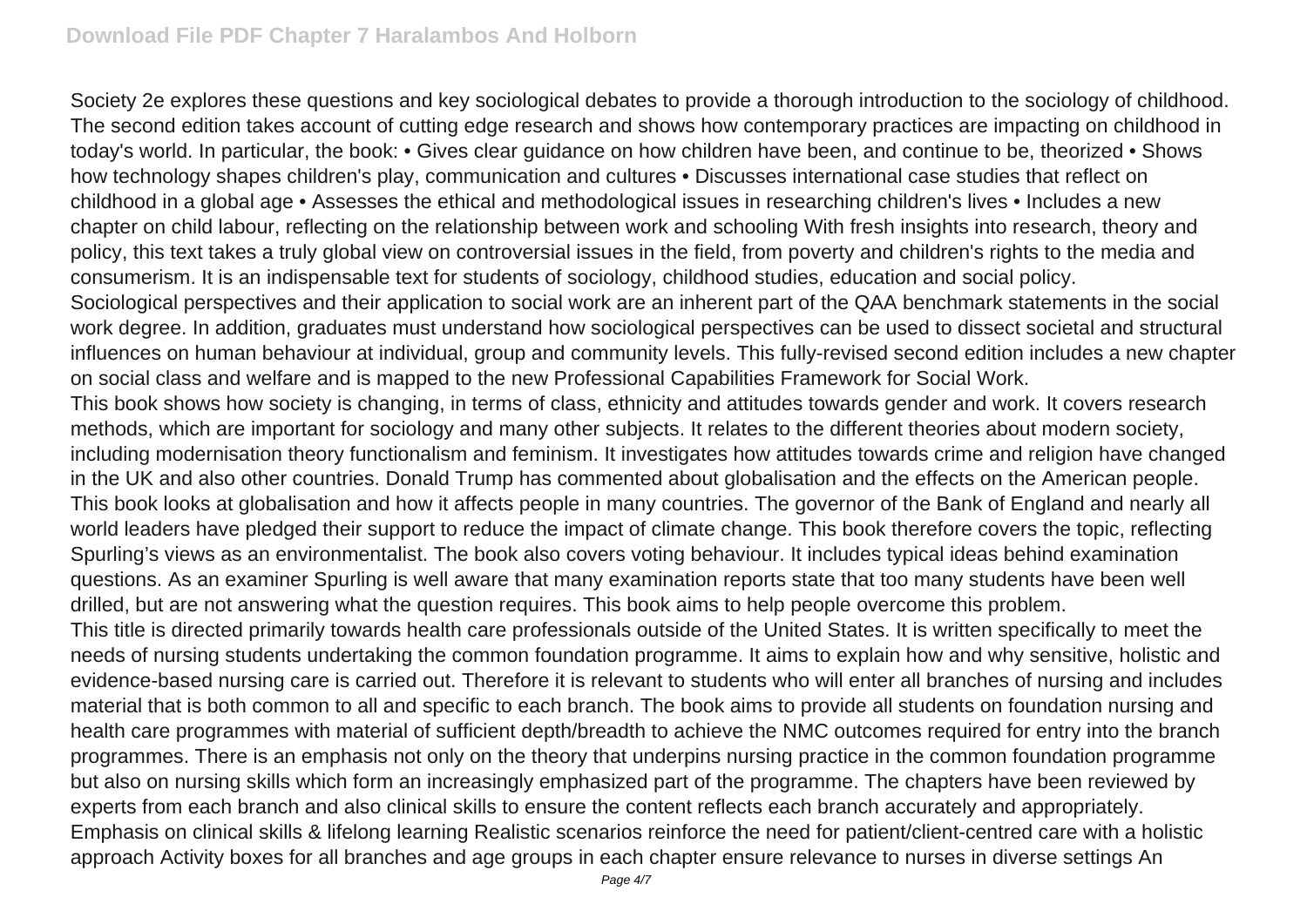Society 2e explores these questions and key sociological debates to provide a thorough introduction to the sociology of childhood. The second edition takes account of cutting edge research and shows how contemporary practices are impacting on childhood in today's world. In particular, the book: • Gives clear guidance on how children have been, and continue to be, theorized • Shows how technology shapes children's play, communication and cultures • Discusses international case studies that reflect on childhood in a global age • Assesses the ethical and methodological issues in researching children's lives • Includes a new chapter on child labour, reflecting on the relationship between work and schooling With fresh insights into research, theory and policy, this text takes a truly global view on controversial issues in the field, from poverty and children's rights to the media and consumerism. It is an indispensable text for students of sociology, childhood studies, education and social policy.

Sociological perspectives and their application to social work are an inherent part of the QAA benchmark statements in the social work degree. In addition, graduates must understand how sociological perspectives can be used to dissect societal and structural influences on human behaviour at individual, group and community levels. This fully-revised second edition includes a new chapter on social class and welfare and is mapped to the new Professional Capabilities Framework for Social Work.

This book shows how society is changing, in terms of class, ethnicity and attitudes towards gender and work. It covers research methods, which are important for sociology and many other subjects. It relates to the different theories about modern society, including modernisation theory functionalism and feminism. It investigates how attitudes towards crime and religion have changed in the UK and also other countries. Donald Trump has commented about globalisation and the effects on the American people. This book looks at globalisation and how it affects people in many countries. The governor of the Bank of England and nearly all world leaders have pledged their support to reduce the impact of climate change. This book therefore covers the topic, reflecting Spurling's views as an environmentalist. The book also covers voting behaviour. It includes typical ideas behind examination questions. As an examiner Spurling is well aware that many examination reports state that too many students have been well drilled, but are not answering what the question requires. This book aims to help people overcome this problem.

This title is directed primarily towards health care professionals outside of the United States. It is written specifically to meet the needs of nursing students undertaking the common foundation programme. It aims to explain how and why sensitive, holistic and evidence-based nursing care is carried out. Therefore it is relevant to students who will enter all branches of nursing and includes material that is both common to all and specific to each branch. The book aims to provide all students on foundation nursing and health care programmes with material of sufficient depth/breadth to achieve the NMC outcomes required for entry into the branch programmes. There is an emphasis not only on the theory that underpins nursing practice in the common foundation programme but also on nursing skills which form an increasingly emphasized part of the programme. The chapters have been reviewed by experts from each branch and also clinical skills to ensure the content reflects each branch accurately and appropriately. Emphasis on clinical skills & lifelong learning Realistic scenarios reinforce the need for patient/client-centred care with a holistic approach Activity boxes for all branches and age groups in each chapter ensure relevance to nurses in diverse settings An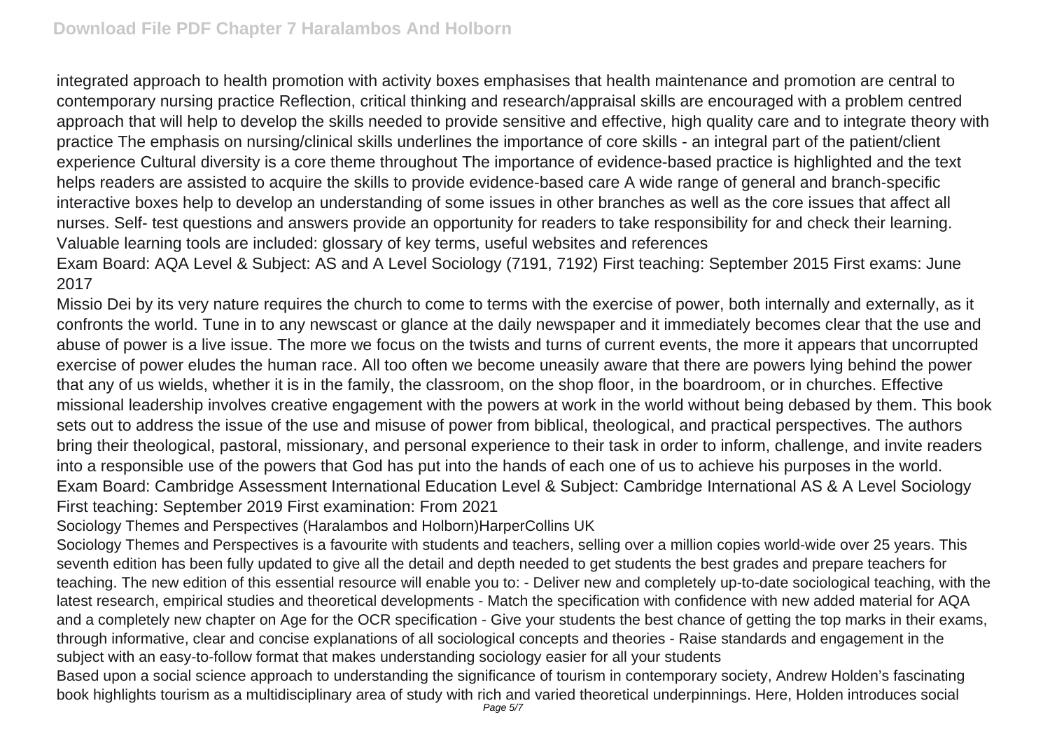integrated approach to health promotion with activity boxes emphasises that health maintenance and promotion are central to contemporary nursing practice Reflection, critical thinking and research/appraisal skills are encouraged with a problem centred approach that will help to develop the skills needed to provide sensitive and effective, high quality care and to integrate theory with practice The emphasis on nursing/clinical skills underlines the importance of core skills - an integral part of the patient/client experience Cultural diversity is a core theme throughout The importance of evidence-based practice is highlighted and the text helps readers are assisted to acquire the skills to provide evidence-based care A wide range of general and branch-specific interactive boxes help to develop an understanding of some issues in other branches as well as the core issues that affect all nurses. Self- test questions and answers provide an opportunity for readers to take responsibility for and check their learning. Valuable learning tools are included: glossary of key terms, useful websites and references

Exam Board: AQA Level & Subject: AS and A Level Sociology (7191, 7192) First teaching: September 2015 First exams: June 2017

Missio Dei by its very nature requires the church to come to terms with the exercise of power, both internally and externally, as it confronts the world. Tune in to any newscast or glance at the daily newspaper and it immediately becomes clear that the use and abuse of power is a live issue. The more we focus on the twists and turns of current events, the more it appears that uncorrupted exercise of power eludes the human race. All too often we become uneasily aware that there are powers lying behind the power that any of us wields, whether it is in the family, the classroom, on the shop floor, in the boardroom, or in churches. Effective missional leadership involves creative engagement with the powers at work in the world without being debased by them. This book sets out to address the issue of the use and misuse of power from biblical, theological, and practical perspectives. The authors bring their theological, pastoral, missionary, and personal experience to their task in order to inform, challenge, and invite readers into a responsible use of the powers that God has put into the hands of each one of us to achieve his purposes in the world.

Exam Board: Cambridge Assessment International Education Level & Subject: Cambridge International AS & A Level Sociology First teaching: September 2019 First examination: From 2021

Sociology Themes and Perspectives (Haralambos and Holborn)HarperCollins UK

Sociology Themes and Perspectives is a favourite with students and teachers, selling over a million copies world-wide over 25 years. This seventh edition has been fully updated to give all the detail and depth needed to get students the best grades and prepare teachers for teaching. The new edition of this essential resource will enable you to: - Deliver new and completely up-to-date sociological teaching, with the latest research, empirical studies and theoretical developments - Match the specification with confidence with new added material for AQA and a completely new chapter on Age for the OCR specification - Give your students the best chance of getting the top marks in their exams, through informative, clear and concise explanations of all sociological concepts and theories - Raise standards and engagement in the subject with an easy-to-follow format that makes understanding sociology easier for all your students

Based upon a social science approach to understanding the significance of tourism in contemporary society, Andrew Holden's fascinating book highlights tourism as a multidisciplinary area of study with rich and varied theoretical underpinnings. Here, Holden introduces social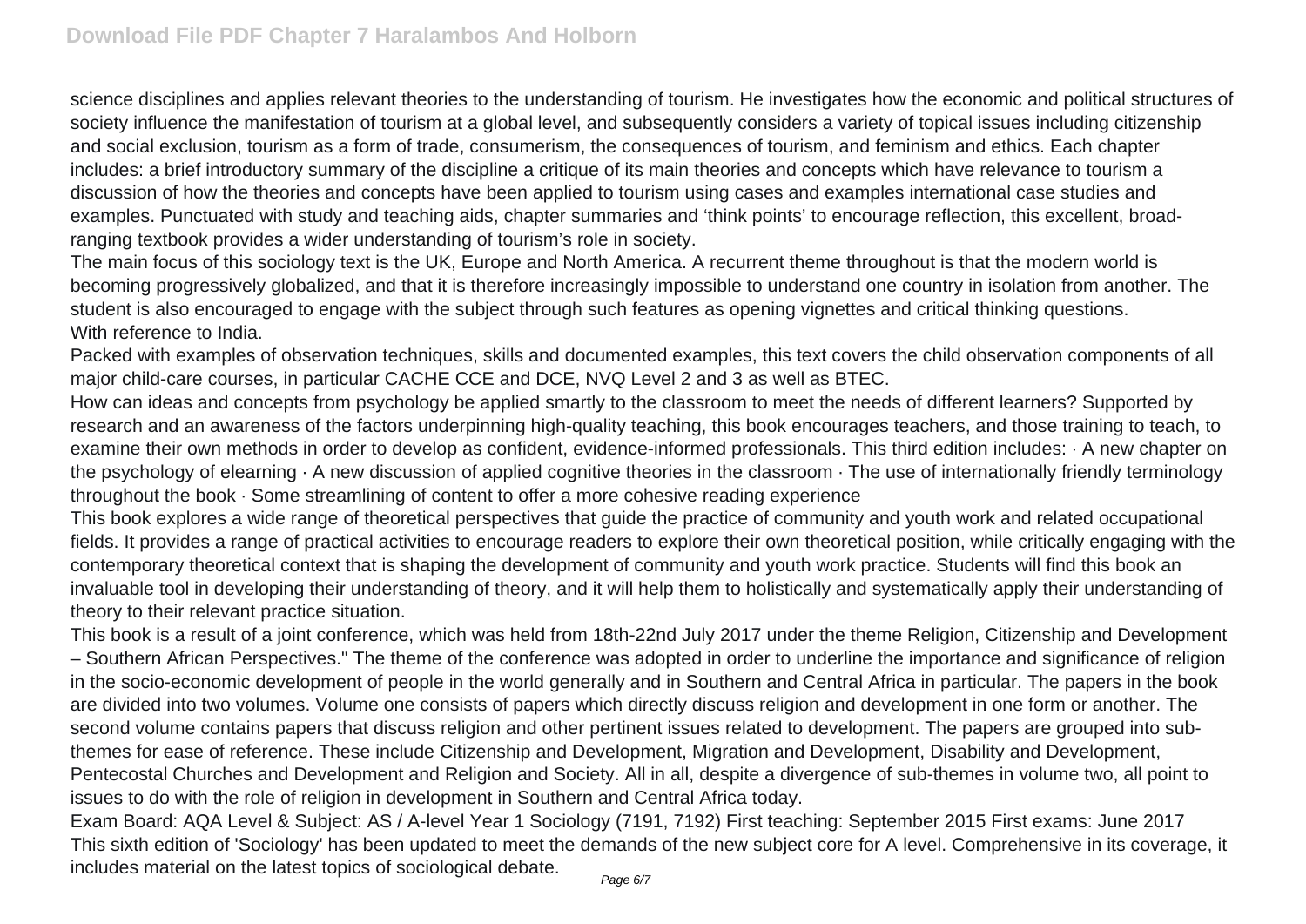science disciplines and applies relevant theories to the understanding of tourism. He investigates how the economic and political structures of society influence the manifestation of tourism at a global level, and subsequently considers a variety of topical issues including citizenship and social exclusion, tourism as a form of trade, consumerism, the consequences of tourism, and feminism and ethics. Each chapter includes: a brief introductory summary of the discipline a critique of its main theories and concepts which have relevance to tourism a discussion of how the theories and concepts have been applied to tourism using cases and examples international case studies and examples. Punctuated with study and teaching aids, chapter summaries and 'think points' to encourage reflection, this excellent, broad-ranging textbook provides a wider understanding of tourism's role in society.

The main focus of this sociology text is the UK, Europe and North America. A recurrent theme throughout is that the modern world is becoming progressively globalized, and that it is therefore increasingly impossible to understand one country in isolation from another. The student is also encouraged to engage with the subject through such features as opening vignettes and critical thinking questions.

With reference to India.

Packed with examples of observation techniques, skills and documented examples, this text covers the child observation components of all major child-care courses, in particular CACHE CCE and DCE, NVQ Level 2 and 3 as well as BTEC.

How can ideas and concepts from psychology be applied smartly to the classroom to meet the needs of different learners? Supported by research and an awareness of the factors underpinning high-quality teaching, this book encourages teachers, and those training to teach, to examine their own methods in order to develop as confident, evidence-informed professionals. This third edition includes: · A new chapter on the psychology of elearning · A new discussion of applied cognitive theories in the classroom · The use of internationally friendly terminology throughout the book · Some streamlining of content to offer a more cohesive reading experience

This book explores a wide range of theoretical perspectives that guide the practice of community and youth work and related occupational fields. It provides a range of practical activities to encourage readers to explore their own theoretical position, while critically engaging with the contemporary theoretical context that is shaping the development of community and youth work practice. Students will find this book an invaluable tool in developing their understanding of theory, and it will help them to holistically and systematically apply their understanding of theory to their relevant practice situation.

This book is a result of a joint conference, which was held from 18th-22nd July 2017 under the theme Religion, Citizenship and Development – Southern African Perspectives." The theme of the conference was adopted in order to underline the importance and significance of religion in the socio-economic development of people in the world generally and in Southern and Central Africa in particular. The papers in the book are divided into two volumes. Volume one consists of papers which directly discuss religion and development in one form or another. The second volume contains papers that discuss religion and other pertinent issues related to development. The papers are grouped into sub-themes for ease of reference. These include Citizenship and Development, Migration and Development, Disability and Development, Pentecostal Churches and Development and Religion and Society. All in all, despite a divergence of sub-themes in volume two, all point to issues to do with the role of religion in development in Southern and Central Africa today.

Exam Board: AQA Level & Subject: AS / A-level Year 1 Sociology (7191, 7192) First teaching: September 2015 First exams: June 2017

This sixth edition of 'Sociology' has been updated to meet the demands of the new subject core for A level. Comprehensive in its coverage, it includes material on the latest topics of sociological debate.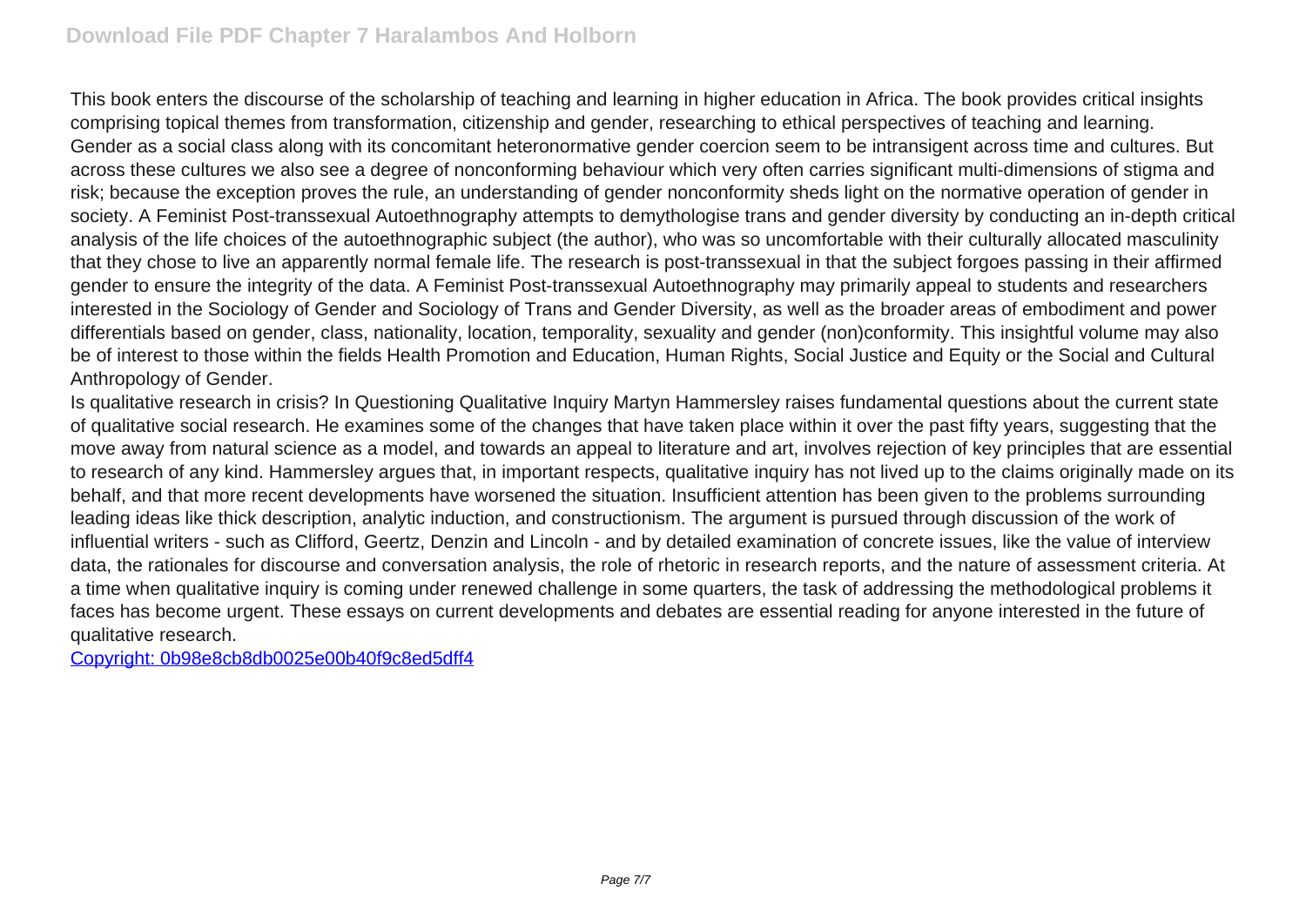This book enters the discourse of the scholarship of teaching and learning in higher education in Africa. The book provides critical insights comprising topical themes from transformation, citizenship and gender, researching to ethical perspectives of teaching and learning.

Gender as a social class along with its concomitant heteronormative gender coercion seem to be intransigent across time and cultures. But across these cultures we also see a degree of nonconforming behaviour which very often carries significant multi-dimensions of stigma and risk; because the exception proves the rule, an understanding of gender nonconformity sheds light on the normative operation of gender in society. A Feminist Post-transsexual Autoethnography attempts to demythologise trans and gender diversity by conducting an in-depth critical analysis of the life choices of the autoethnographic subject (the author), who was so uncomfortable with their culturally allocated masculinity that they chose to live an apparently normal female life. The research is post-transsexual in that the subject forgoes passing in their affirmed gender to ensure the integrity of the data. A Feminist Post-transsexual Autoethnography may primarily appeal to students and researchers interested in the Sociology of Gender and Sociology of Trans and Gender Diversity, as well as the broader areas of embodiment and power differentials based on gender, class, nationality, location, temporality, sexuality and gender (non)conformity. This insightful volume may also be of interest to those within the fields Health Promotion and Education, Human Rights, Social Justice and Equity or the Social and Cultural Anthropology of Gender.

Is qualitative research in crisis? In Questioning Qualitative Inquiry Martyn Hammersley raises fundamental questions about the current state of qualitative social research. He examines some of the changes that have taken place within it over the past fifty years, suggesting that the move away from natural science as a model, and towards an appeal to literature and art, involves rejection of key principles that are essential to research of any kind. Hammersley argues that, in important respects, qualitative inquiry has not lived up to the claims originally made on its behalf, and that more recent developments have worsened the situation. Insufficient attention has been given to the problems surrounding leading ideas like thick description, analytic induction, and constructionism. The argument is pursued through discussion of the work of influential writers - such as Clifford, Geertz, Denzin and Lincoln - and by detailed examination of concrete issues, like the value of interview data, the rationales for discourse and conversation analysis, the role of rhetoric in research reports, and the nature of assessment criteria. At a time when qualitative inquiry is coming under renewed challenge in some quarters, the task of addressing the methodological problems it faces has become urgent. These essays on current developments and debates are essential reading for anyone interested in the future of qualitative research.

Copyright: 0b98e8cb8db0025e00b40f9c8ed5dff4